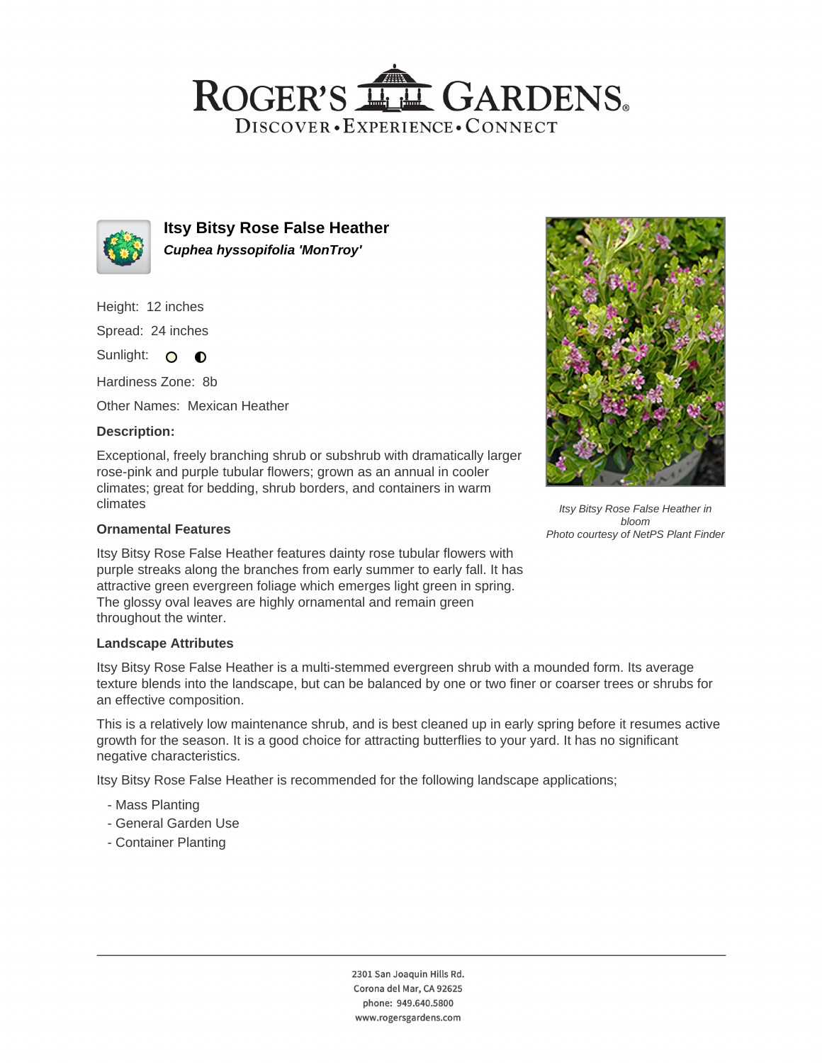# ROGER'S GARDENS

DISCOVER • EXPERIENCE • CONNECT

## Itsy Bitsy Rose False Heather

***Cuphea hyssopifolia 'MonTroy'***

Height: 12 inches

Spread: 24 inches

Sunlight: ○ ◐

Hardiness Zone: 8b

Other Names: Mexican Heather

### Description:

Exceptional, freely branching shrub or subshrub with dramatically larger rose-pink and purple tubular flowers; grown as an annual in cooler climates; great for bedding, shrub borders, and containers in warm climates

*Itsy Bitsy Rose False Heather in bloom*
*Photo courtesy of NetPS Plant Finder*

### Ornamental Features

Itsy Bitsy Rose False Heather features dainty rose tubular flowers with purple streaks along the branches from early summer to early fall. It has attractive green evergreen foliage which emerges light green in spring. The glossy oval leaves are highly ornamental and remain green throughout the winter.

### Landscape Attributes

Itsy Bitsy Rose False Heather is a multi-stemmed evergreen shrub with a mounded form. Its average texture blends into the landscape, but can be balanced by one or two finer or coarser trees or shrubs for an effective composition.

This is a relatively low maintenance shrub, and is best cleaned up in early spring before it resumes active growth for the season. It is a good choice for attracting butterflies to your yard. It has no significant negative characteristics.

Itsy Bitsy Rose False Heather is recommended for the following landscape applications;

- Mass Planting
- General Garden Use
- Container Planting

2301 San Joaquin Hills Rd.
Corona del Mar, CA 92625
phone: 949.640.5800
www.rogersgardens.com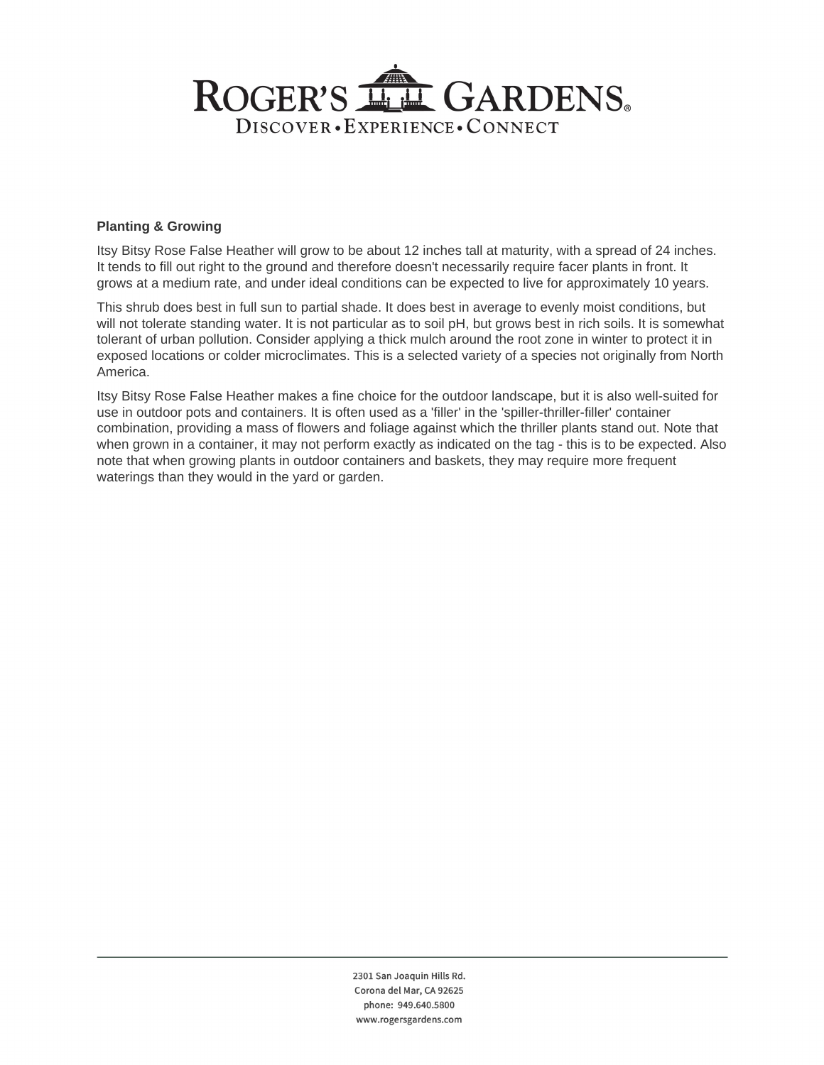**Planting & Growing**

Itsy Bitsy Rose False Heather will grow to be about 12 inches tall at maturity, with a spread of 24 inches. It tends to fill out right to the ground and therefore doesn't necessarily require facer plants in front. It grows at a medium rate, and under ideal conditions can be expected to live for approximately 10 years.

This shrub does best in full sun to partial shade. It does best in average to evenly moist conditions, but will not tolerate standing water. It is not particular as to soil pH, but grows best in rich soils. It is somewhat tolerant of urban pollution. Consider applying a thick mulch around the root zone in winter to protect it in exposed locations or colder microclimates. This is a selected variety of a species not originally from North America.

Itsy Bitsy Rose False Heather makes a fine choice for the outdoor landscape, but it is also well-suited for use in outdoor pots and containers. It is often used as a 'filler' in the 'spiller-thriller-filler' container combination, providing a mass of flowers and foliage against which the thriller plants stand out. Note that when grown in a container, it may not perform exactly as indicated on the tag - this is to be expected. Also note that when growing plants in outdoor containers and baskets, they may require more frequent waterings than they would in the yard or garden.